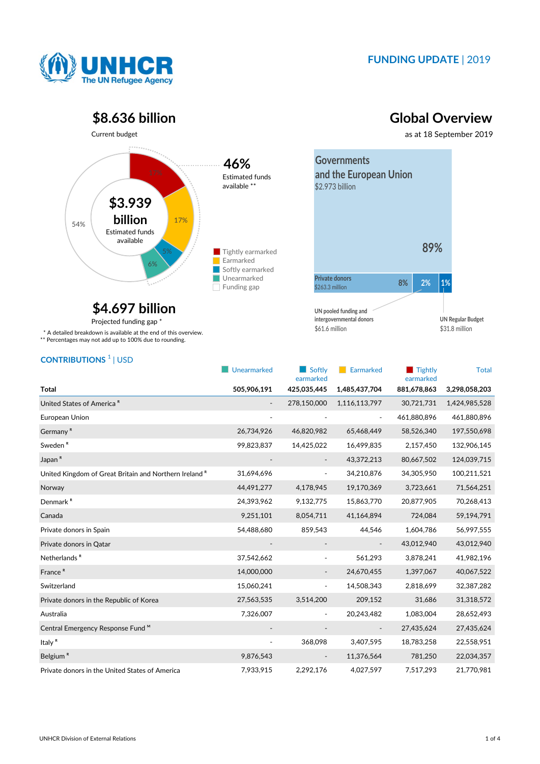# FUNDING UPDATE | 2019

## $8.636 billion

Current budget

47%
17%
5%
6%
54%

**$3.939 billion**
Estimated funds available

**46%**
Estimated funds available **

Tightly earmarked
Earmarked
Softly earmarked
Unearmarked
Funding gap

## $4.697 billion

Projected funding gap *

* A detailed breakdown is available at the end of this overview.
** Percentages may not add up to 100% due to rounding.

## Global Overview

as at 18 September 2019

Governments and the European Union
$2.973 billion
89%

Private donors
$263.3 million
8%
2%
1%

UN pooled funding and intergovernmental donors
$61.6 million

UN Regular Budget
$31.8 million

## CONTRIBUTIONS [1] | USD

| | Unearmarked | Softly earmarked | Earmarked | Tightly earmarked | Total |
|---|---|---|---|---|---|
| **Total** | **505,906,191** | **425,035,445** | **1,485,437,704** | **881,678,863** | **3,298,058,203** |
| United States of America [R] | - | 278,150,000 | 1,116,113,797 | 30,721,731 | 1,424,985,528 |
| European Union | - | - | - | 461,880,896 | 461,880,896 |
| Germany [R] | 26,734,926 | 46,820,982 | 65,468,449 | 58,526,340 | 197,550,698 |
| Sweden [R] | 99,823,837 | 14,425,022 | 16,499,835 | 2,157,450 | 132,906,145 |
| Japan [R] | - | - | 43,372,213 | 80,667,502 | 124,039,715 |
| United Kingdom of Great Britain and Northern Ireland [R] | 31,694,696 | - | 34,210,876 | 34,305,950 | 100,211,521 |
| Norway | 44,491,277 | 4,178,945 | 19,170,369 | 3,723,661 | 71,564,251 |
| Denmark [R] | 24,393,962 | 9,132,775 | 15,863,770 | 20,877,905 | 70,268,413 |
| Canada | 9,251,101 | 8,054,711 | 41,164,894 | 724,084 | 59,194,791 |
| Private donors in Spain | 54,488,680 | 859,543 | 44,546 | 1,604,786 | 56,997,555 |
| Private donors in Qatar | - | - | - | 43,012,940 | 43,012,940 |
| Netherlands [R] | 37,542,662 | - | 561,293 | 3,878,241 | 41,982,196 |
| France [R] | 14,000,000 | - | 24,670,455 | 1,397,067 | 40,067,522 |
| Switzerland | 15,060,241 | - | 14,508,343 | 2,818,699 | 32,387,282 |
| Private donors in the Republic of Korea | 27,563,535 | 3,514,200 | 209,152 | 31,686 | 31,318,572 |
| Australia | 7,326,007 | - | 20,243,482 | 1,083,004 | 28,652,493 |
| Central Emergency Response Fund [M] | - | - | - | 27,435,624 | 27,435,624 |
| Italy [R] | - | 368,098 | 3,407,595 | 18,783,258 | 22,558,951 |
| Belgium [R] | 9,876,543 | - | 11,376,564 | 781,250 | 22,034,357 |
| Private donors in the United States of America | 7,933,915 | 2,292,176 | 4,027,597 | 7,517,293 | 21,770,981 |

UNHCR Division of External Relations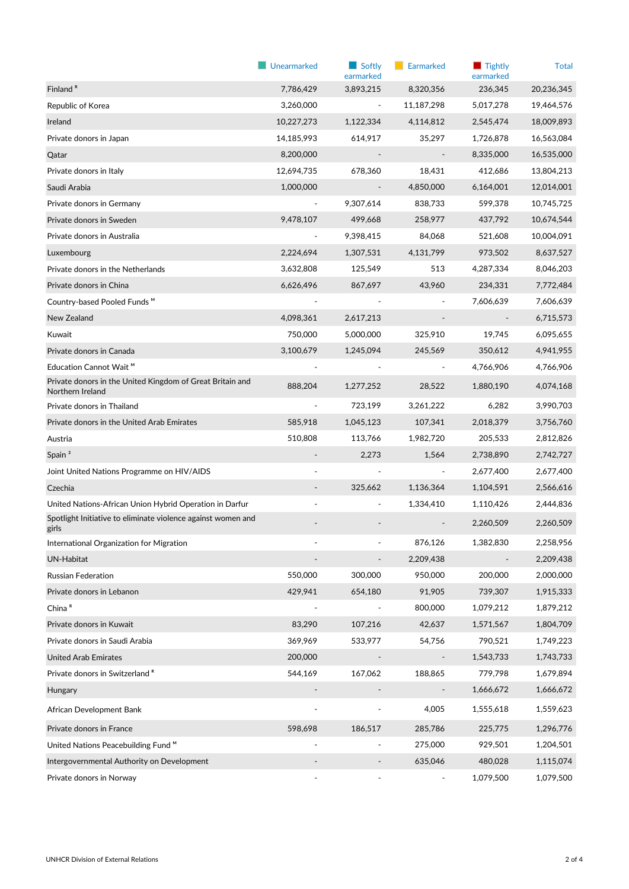| | Unearmarked | Softly earmarked | Earmarked | Tightly earmarked | Total |
|---|---|---|---|---|---|
| Finland [R] | 7,786,429 | 3,893,215 | 8,320,356 | 236,345 | 20,236,345 |
| Republic of Korea | 3,260,000 | - | 11,187,298 | 5,017,278 | 19,464,576 |
| Ireland | 10,227,273 | 1,122,334 | 4,114,812 | 2,545,474 | 18,009,893 |
| Private donors in Japan | 14,185,993 | 614,917 | 35,297 | 1,726,878 | 16,563,084 |
| Qatar | 8,200,000 | - | - | 8,335,000 | 16,535,000 |
| Private donors in Italy | 12,694,735 | 678,360 | 18,431 | 412,686 | 13,804,213 |
| Saudi Arabia | 1,000,000 | - | 4,850,000 | 6,164,001 | 12,014,001 |
| Private donors in Germany | - | 9,307,614 | 838,733 | 599,378 | 10,745,725 |
| Private donors in Sweden | 9,478,107 | 499,668 | 258,977 | 437,792 | 10,674,544 |
| Private donors in Australia | - | 9,398,415 | 84,068 | 521,608 | 10,004,091 |
| Luxembourg | 2,224,694 | 1,307,531 | 4,131,799 | 973,502 | 8,637,527 |
| Private donors in the Netherlands | 3,632,808 | 125,549 | 513 | 4,287,334 | 8,046,203 |
| Private donors in China | 6,626,496 | 867,697 | 43,960 | 234,331 | 7,772,484 |
| Country-based Pooled Funds [M] | - | - | - | 7,606,639 | 7,606,639 |
| New Zealand | 4,098,361 | 2,617,213 | - | - | 6,715,573 |
| Kuwait | 750,000 | 5,000,000 | 325,910 | 19,745 | 6,095,655 |
| Private donors in Canada | 3,100,679 | 1,245,094 | 245,569 | 350,612 | 4,941,955 |
| Education Cannot Wait [M] | - | - | - | 4,766,906 | 4,766,906 |
| Private donors in the United Kingdom of Great Britain and Northern Ireland | 888,204 | 1,277,252 | 28,522 | 1,880,190 | 4,074,168 |
| Private donors in Thailand | - | 723,199 | 3,261,222 | 6,282 | 3,990,703 |
| Private donors in the United Arab Emirates | 585,918 | 1,045,123 | 107,341 | 2,018,379 | 3,756,760 |
| Austria | 510,808 | 113,766 | 1,982,720 | 205,533 | 2,812,826 |
| Spain [2] | - | 2,273 | 1,564 | 2,738,890 | 2,742,727 |
| Joint United Nations Programme on HIV/AIDS | - | - | - | 2,677,400 | 2,677,400 |
| Czechia | - | 325,662 | 1,136,364 | 1,104,591 | 2,566,616 |
| United Nations-African Union Hybrid Operation in Darfur | - | - | 1,334,410 | 1,110,426 | 2,444,836 |
| Spotlight Initiative to eliminate violence against women and girls | - | - | - | 2,260,509 | 2,260,509 |
| International Organization for Migration | - | - | 876,126 | 1,382,830 | 2,258,956 |
| UN-Habitat | - | - | 2,209,438 | - | 2,209,438 |
| Russian Federation | 550,000 | 300,000 | 950,000 | 200,000 | 2,000,000 |
| Private donors in Lebanon | 429,941 | 654,180 | 91,905 | 739,307 | 1,915,333 |
| China [R] | - | - | 800,000 | 1,079,212 | 1,879,212 |
| Private donors in Kuwait | 83,290 | 107,216 | 42,637 | 1,571,567 | 1,804,709 |
| Private donors in Saudi Arabia | 369,969 | 533,977 | 54,756 | 790,521 | 1,749,223 |
| United Arab Emirates | 200,000 | - | - | 1,543,733 | 1,743,733 |
| Private donors in Switzerland [R] | 544,169 | 167,062 | 188,865 | 779,798 | 1,679,894 |
| Hungary | - | - | - | 1,666,672 | 1,666,672 |
| African Development Bank | - | - | 4,005 | 1,555,618 | 1,559,623 |
| Private donors in France | 598,698 | 186,517 | 285,786 | 225,775 | 1,296,776 |
| United Nations Peacebuilding Fund [M] | - | - | 275,000 | 929,501 | 1,204,501 |
| Intergovernmental Authority on Development | - | - | 635,046 | 480,028 | 1,115,074 |
| Private donors in Norway | - | - | - | 1,079,500 | 1,079,500 |

UNHCR Division of External Relations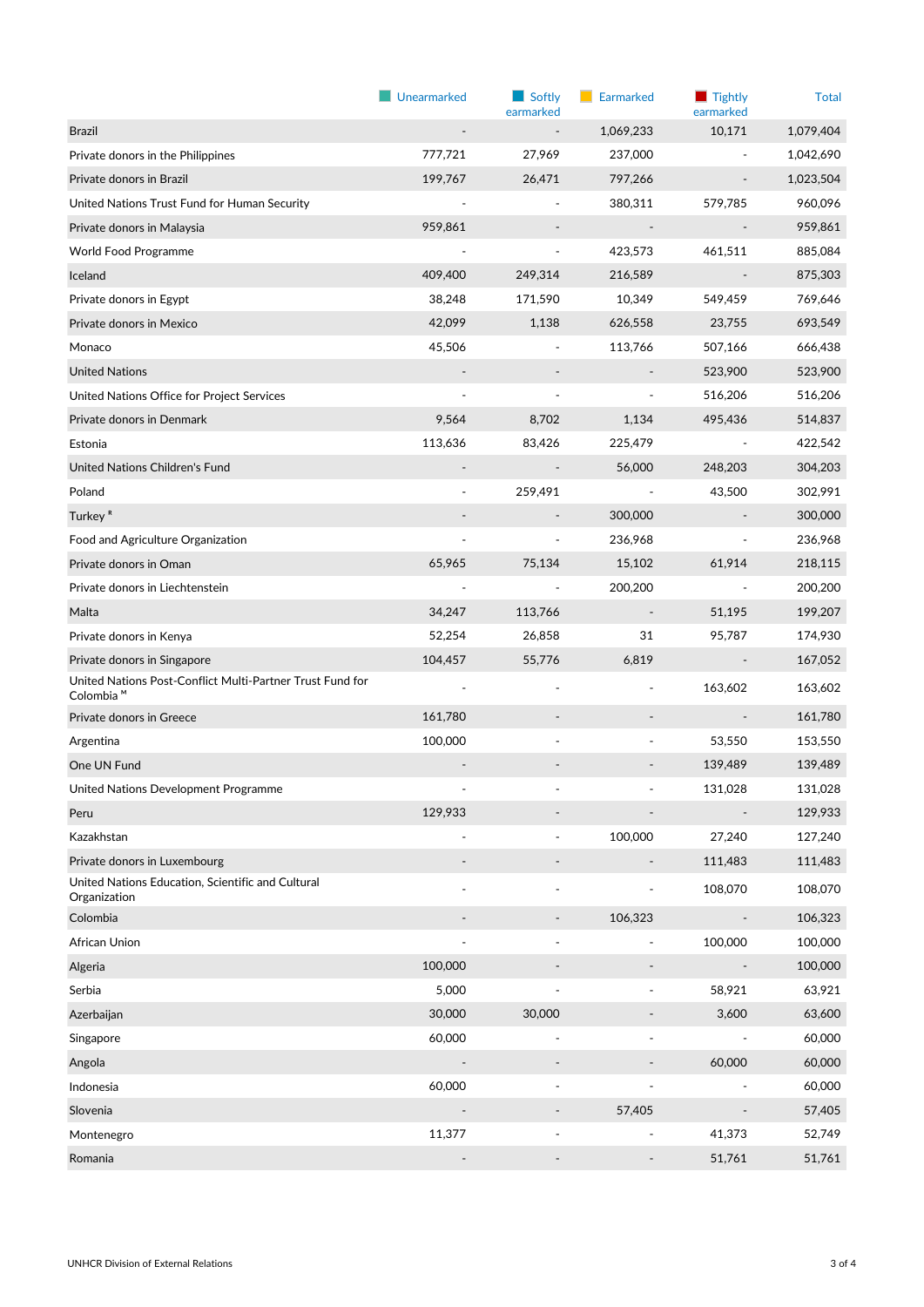| | Unearmarked | Softly earmarked | Earmarked | Tightly earmarked | Total |
|---|---|---|---|---|---|
| Brazil | - | - | 1,069,233 | 10,171 | 1,079,404 |
| Private donors in the Philippines | 777,721 | 27,969 | 237,000 | - | 1,042,690 |
| Private donors in Brazil | 199,767 | 26,471 | 797,266 | - | 1,023,504 |
| United Nations Trust Fund for Human Security | - | - | 380,311 | 579,785 | 960,096 |
| Private donors in Malaysia | 959,861 | - | - | - | 959,861 |
| World Food Programme | - | - | 423,573 | 461,511 | 885,084 |
| Iceland | 409,400 | 249,314 | 216,589 | - | 875,303 |
| Private donors in Egypt | 38,248 | 171,590 | 10,349 | 549,459 | 769,646 |
| Private donors in Mexico | 42,099 | 1,138 | 626,558 | 23,755 | 693,549 |
| Monaco | 45,506 | - | 113,766 | 507,166 | 666,438 |
| United Nations | - | - | - | 523,900 | 523,900 |
| United Nations Office for Project Services | - | - | - | 516,206 | 516,206 |
| Private donors in Denmark | 9,564 | 8,702 | 1,134 | 495,436 | 514,837 |
| Estonia | 113,636 | 83,426 | 225,479 | - | 422,542 |
| United Nations Children's Fund | - | - | 56,000 | 248,203 | 304,203 |
| Poland | - | 259,491 | - | 43,500 | 302,991 |
| Turkey [R] | - | - | 300,000 | - | 300,000 |
| Food and Agriculture Organization | - | - | 236,968 | - | 236,968 |
| Private donors in Oman | 65,965 | 75,134 | 15,102 | 61,914 | 218,115 |
| Private donors in Liechtenstein | - | - | 200,200 | - | 200,200 |
| Malta | 34,247 | 113,766 | - | 51,195 | 199,207 |
| Private donors in Kenya | 52,254 | 26,858 | 31 | 95,787 | 174,930 |
| Private donors in Singapore | 104,457 | 55,776 | 6,819 | - | 167,052 |
| United Nations Post-Conflict Multi-Partner Trust Fund for Colombia [M] | - | - | - | 163,602 | 163,602 |
| Private donors in Greece | 161,780 | - | - | - | 161,780 |
| Argentina | 100,000 | - | - | 53,550 | 153,550 |
| One UN Fund | - | - | - | 139,489 | 139,489 |
| United Nations Development Programme | - | - | - | 131,028 | 131,028 |
| Peru | 129,933 | - | - | - | 129,933 |
| Kazakhstan | - | - | 100,000 | 27,240 | 127,240 |
| Private donors in Luxembourg | - | - | - | 111,483 | 111,483 |
| United Nations Education, Scientific and Cultural Organization | - | - | - | 108,070 | 108,070 |
| Colombia | - | - | 106,323 | - | 106,323 |
| African Union | - | - | - | 100,000 | 100,000 |
| Algeria | 100,000 | - | - | - | 100,000 |
| Serbia | 5,000 | - | - | 58,921 | 63,921 |
| Azerbaijan | 30,000 | 30,000 | - | 3,600 | 63,600 |
| Singapore | 60,000 | - | - | - | 60,000 |
| Angola | - | - | - | 60,000 | 60,000 |
| Indonesia | 60,000 | - | - | - | 60,000 |
| Slovenia | - | - | 57,405 | - | 57,405 |
| Montenegro | 11,377 | - | - | 41,373 | 52,749 |
| Romania | - | - | - | 51,761 | 51,761 |

UNHCR Division of External Relations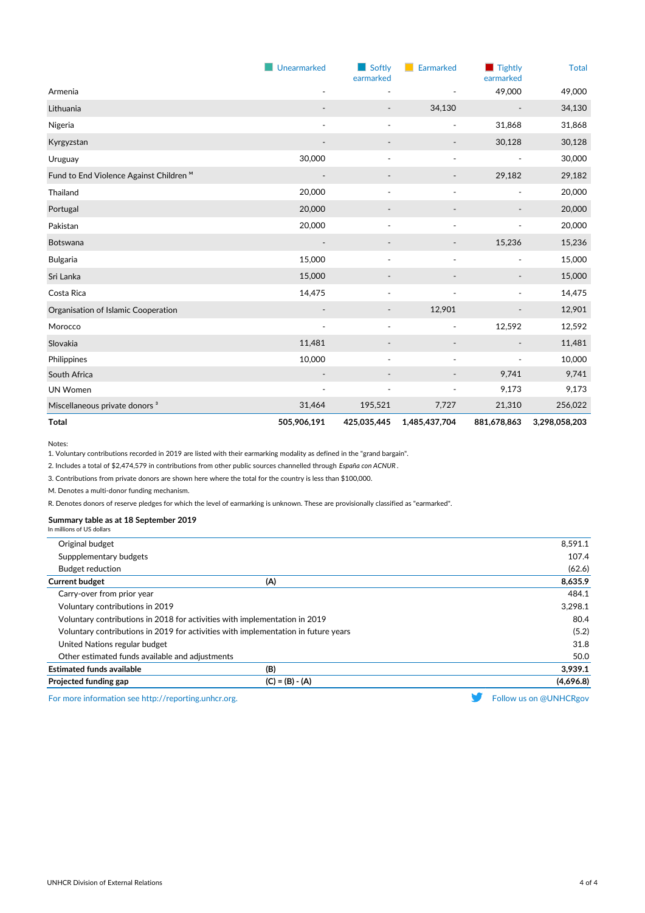| | Unearmarked | Softly earmarked | Earmarked | Tightly earmarked | Total |
|---|---|---|---|---|---|
| Armenia | - | - | - | 49,000 | 49,000 |
| Lithuania | - | - | 34,130 | - | 34,130 |
| Nigeria | - | - | - | 31,868 | 31,868 |
| Kyrgyzstan | - | - | - | 30,128 | 30,128 |
| Uruguay | 30,000 | - | - | - | 30,000 |
| Fund to End Violence Against Children [M] | - | - | - | 29,182 | 29,182 |
| Thailand | 20,000 | - | - | - | 20,000 |
| Portugal | 20,000 | - | - | - | 20,000 |
| Pakistan | 20,000 | - | - | - | 20,000 |
| Botswana | - | - | - | 15,236 | 15,236 |
| Bulgaria | 15,000 | - | - | - | 15,000 |
| Sri Lanka | 15,000 | - | - | - | 15,000 |
| Costa Rica | 14,475 | - | - | - | 14,475 |
| Organisation of Islamic Cooperation | - | - | 12,901 | - | 12,901 |
| Morocco | - | - | - | 12,592 | 12,592 |
| Slovakia | 11,481 | - | - | - | 11,481 |
| Philippines | 10,000 | - | - | - | 10,000 |
| South Africa | - | - | - | 9,741 | 9,741 |
| UN Women | - | - | - | 9,173 | 9,173 |
| Miscellaneous private donors [3] | 31,464 | 195,521 | 7,727 | 21,310 | 256,022 |
| **Total** | **505,906,191** | **425,035,445** | **1,485,437,704** | **881,678,863** | **3,298,058,203** |

Notes:

1. Voluntary contributions recorded in 2019 are listed with their earmarking modality as defined in the "grand bargain".
2. Includes a total of $2,474,579 in contributions from other public sources channelled through *España con ACNUR*.
3. Contributions from private donors are shown here where the total for the country is less than $100,000.

M. Denotes a multi-donor funding mechanism.

R. Denotes donors of reserve pledges for which the level of earmarking is unknown. These are provisionally classified as "earmarked".

**Summary table as at 18 September 2019**
In millions of US dollars

| | | |
|---|---|---|
| Original budget | | 8,591.1 |
| Suppplementary budgets | | 107.4 |
| Budget reduction | | (62.6) |
| **Current budget** | **(A)** | **8,635.9** |
| Carry-over from prior year | | 484.1 |
| Voluntary contributions in 2019 | | 3,298.1 |
| Voluntary contributions in 2018 for activities with implementation in 2019 | | 80.4 |
| Voluntary contributions in 2019 for activities with implementation in future years | | (5.2) |
| United Nations regular budget | | 31.8 |
| Other estimated funds available and adjustments | | 50.0 |
| **Estimated funds available** | **(B)** | **3,939.1** |
| **Projected funding gap** | **(C) = (B) - (A)** | **(4,696.8)** |

For more information see http://reporting.unhcr.org.

Follow us on @UNHCRgov